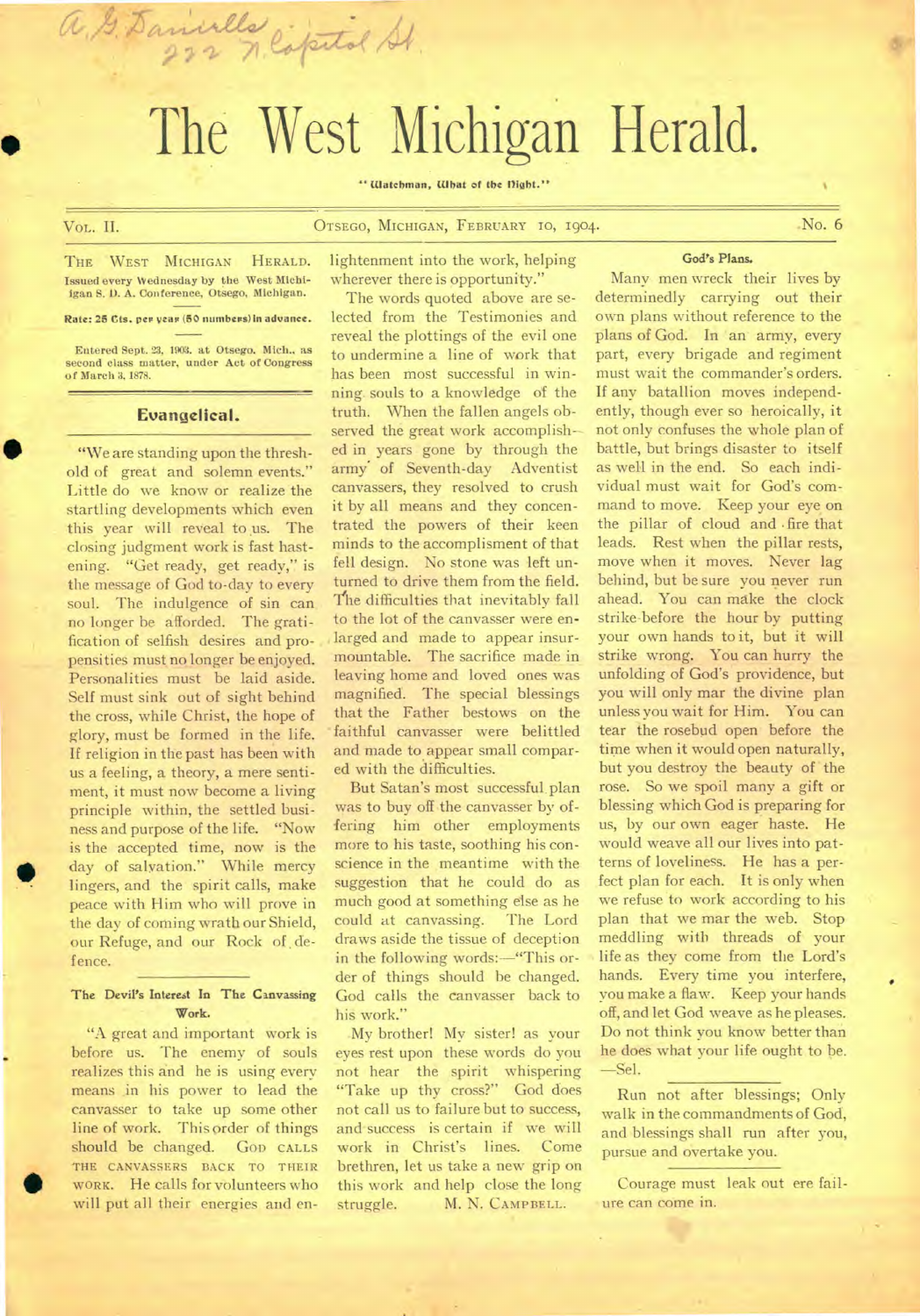A. G. Danielle 222 N. Capitol St.

# The West Michigan Herald.

"Watchman, What of the Night."

VOL. II. OTSEGO, MICHIGAN, FEBRUARY 10, 1904. No. 6

THE WEST MICHIGAN HERALD. Issued every Wednesday by the West Michigan S. D. A. Conference, Otsego, Michigan.

Rate: 25 Cts. per year (50 numbers) in advance.

Entered Sept. 23, 1903, at Otsego, Mich., as second class matter, under Act of Congress of March 3, 1879.

## Evangelical.

"We are standing upon the threshold of great and solemn events." Little do we know or realize the startling developments which even this year will reveal to us. The closing judgment work is fast hastening. "Get ready, get ready," is the message of God to-day to every soul. The indulgence of sin can no longer be afforded. The gratification of selfish desires and propensities must no longer be enjoyed. Personalities must be laid aside. Self must sink out of sight behind the cross, while Christ, the hope of glory, must be formed in the life. If religion in the past has been with us a feeling, a theory, a mere sentiment, it must now become a living principle within, the settled business and purpose of the life. "Now is the accepted time, now is the day of salvation." While mercy lingers, and the spirit calls, make peace with Him who will prove in the day of coming wrath our Shield, our Refuge, and our Rock of defence.

### The Devil's Interest In The Canvassing Work.

"A great and important work is before us. The enemy of souls realizes this and he is using every means in his power to lead the canvasser to take up some other line of work. This order of things should be changed. GOD CALLS THE CANVASSERS BACK TO THEIR WORK. He calls for volunteers who will put all their energies and enlightenment into the work, helping wherever there is opportunity."

The words quoted above are selected from the Testimonies and reveal the plottings of the evil one to undermine a line of work that has been most successful in winning souls to a knowledge of the truth. When the fallen angels observed the great work accomplished in years gone by through the army of Seventh-day Adventist canvassers, they resolved to crush it by all means and they concentrated the powers of their keen minds to the accomplishment of that fell design. No stone was left unturned to drive them from the field. The difficulties that inevitably fall to the lot of the canvasser were enlarged and made to appear insurmountable. The sacrifice made in leaving home and loved ones was magnified. The special blessings that the Father bestows on the faithful canvasser were belittled and made to appear small compared with the difficulties.

But Satan's most successful plan was to buy off the canvasser by offering him other employments more to his taste, soothing his conscience in the meantime with the suggestion that he could do as much good at something else as he could at canvassing. The Lord draws aside the tissue of deception in the following words:—"This order of things should be changed. God calls the canvasser back to his work."

My brother! My sister! as your eyes rest upon these words do you not hear the spirit whispering "Take up thy cross?" God does not call us to failure but to success, and success is certain if we will work in Christ's lines. Come brethren, let us take a new grip on this work and help close the long struggle. M. N. CAMPBELL.

### God's Plans.

Many men wreck their lives by determinedly carrying out their own plans without reference to the plans of God. In an army, every part, every brigade and regiment must wait the commander's orders. If any batallion moves independently, though ever so heroically, it not only confuses the whole plan of battle, but brings disaster to itself as well in the end. So each individual must wait for God's command to move. Keep your eye on the pillar of cloud and fire that leads. Rest when the pillar rests, move when it moves. Never lag behind, but be sure you never run ahead. You can make the clock strike before the hour by putting your own hands to it, but it will strike wrong. You can hurry the unfolding of God's providence, but you will only mar the divine plan unless you wait for Him. You can tear the rosebud open before the time when it would open naturally, but you destroy the beauty of the rose. So we spoil many a gift or blessing which God is preparing for us, by our own eager haste. He would weave all our lives into patterns of loveliness. He has a perfect plan for each. It is only when we refuse to work according to his plan that we mar the web. Stop meddling with threads of your life as they come from the Lord's hands. Every time you interfere, you make a flaw. Keep your hands off, and let God weave as he pleases. Do not think you know better than he does what your life ought to be. —Sel.

Run not after blessings; Only walk in the commandments of God, and blessings shall run after you, pursue and overtake you.

Courage must leak out ere failure can come in.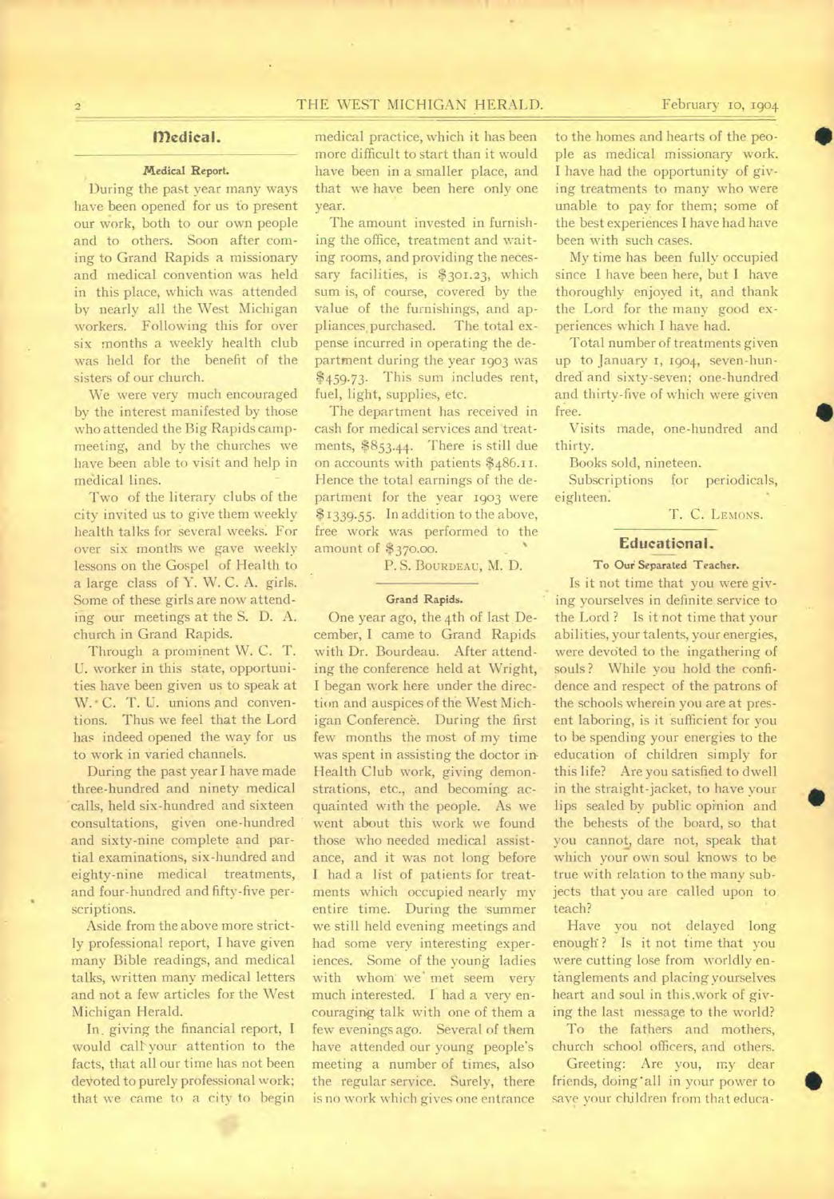## Medical.

### Medical Report.

During the past year many ways have been opened for us to present our work, both to our own people and to others. Soon after coming to Grand Rapids a missionary and medical convention was held in this place, which was attended by nearly all the West Michigan workers. Following this for over six months a weekly health club was held for the benefit of the sisters of our church.

We were very much encouraged by the interest manifested by those who attended the Big Rapids campmeeting, and by the churches we have been able to visit and help in medical lines.

Two of the literary clubs of the city invited us to give them weekly health talks for several weeks. For over six months we gave weekly lessons on the Gospel of Health to a large class of Y. W. C. A. girls. Some of these girls are now attending our meetings at the S. D. A. church in Grand Rapids.

Through a prominent W. C. T. U. worker in this state, opportunities have been given us to speak at W. C. T. U. unions and conventions. Thus we feel that the Lord has indeed opened the way for us to work in varied channels.

During the past year I have made three-hundred and ninety medical calls, held six-hundred and sixteen consultations, given one-hundred and sixty-nine complete and partial examinations, six-hundred and eighty-nine medical treatments, and four-hundred and fifty-five prescriptions.

Aside from the above more strictly professional report, I have given many Bible readings, and medical talks, written many medical letters and not a few articles for the West Michigan Herald.

In giving the financial report, I would call your attention to the facts, that all our time has not been devoted to purely professional work; that we came to a city to begin medical practice, which it has been more difficult to start than it would have been in a smaller place, and that we have been here only one year.

The amount invested in furnishing the office, treatment and waiting rooms, and providing the necessary facilities, is $301.23, which sum is, of course, covered by the value of the furnishings, and appliances purchased. The total expense incurred in operating the department during the year 1903 was $459.73. This sum includes rent, fuel, light, supplies, etc.

The department has received in cash for medical services and treatments, $853.44. There is still due on accounts with patients $486.11. Hence the total earnings of the department for the year 1903 were $1339.55. In addition to the above, free work was performed to the amount of $370.00.

P. S. Bourdeau, M. D.

### Grand Rapids.

One year ago, the 4th of last December, I came to Grand Rapids with Dr. Bourdeau. After attending the conference held at Wright, I began work here under the direction and auspices of the West Michigan Conference. During the first few months the most of my time was spent in assisting the doctor in Health Club work, giving demonstrations, etc., and becoming acquainted with the people. As we went about this work we found those who needed medical assistance, and it was not long before I had a list of patients for treatments which occupied nearly my entire time. During the summer we still held evening meetings and had some very interesting experiences. Some of the young ladies with whom we met seem very much interested. I had a very encouraging talk with one of them a few evenings ago. Several of them have attended our young people's meeting a number of times, also the regular service. Surely, there is no work which gives one entrance to the homes and hearts of the people as medical missionary work. I have had the opportunity of giving treatments to many who were unable to pay for them; some of the best experiences I have had have been with such cases.

My time has been fully occupied since I have been here, but I have thoroughly enjoyed it, and thank the Lord for the many good experiences which I have had.

Total number of treatments given up to January 1, 1904, seven-hundred and sixty-seven; one-hundred and thirty-five of which were given free.

Visits made, one-hundred and thirty.

Books sold, nineteen.

Subscriptions for periodicals, eighteen.

T. C. Lemons.

## Educational.

### To Our Separated Teacher.

Is it not time that you were giving yourselves in definite service to the Lord? Is it not time that your abilities, your talents, your energies, were devoted to the ingathering of souls? While you hold the confidence and respect of the patrons of the schools wherein you are at present laboring, is it sufficient for you to be spending your energies to the education of children simply for this life? Are you satisfied to dwell in the straight-jacket, to have your lips sealed by public opinion and the behests of the board, so that you cannot, dare not, speak that which your own soul knows to be true with relation to the many subjects that you are called upon to teach?

Have you not delayed long enough? Is it not time that you were cutting lose from worldly entanglements and placing yourselves heart and soul in this work of giving the last message to the world?

To the fathers and mothers, church school officers, and others.

Greeting: Are you, my dear friends, doing all in your power to save your children from that educa-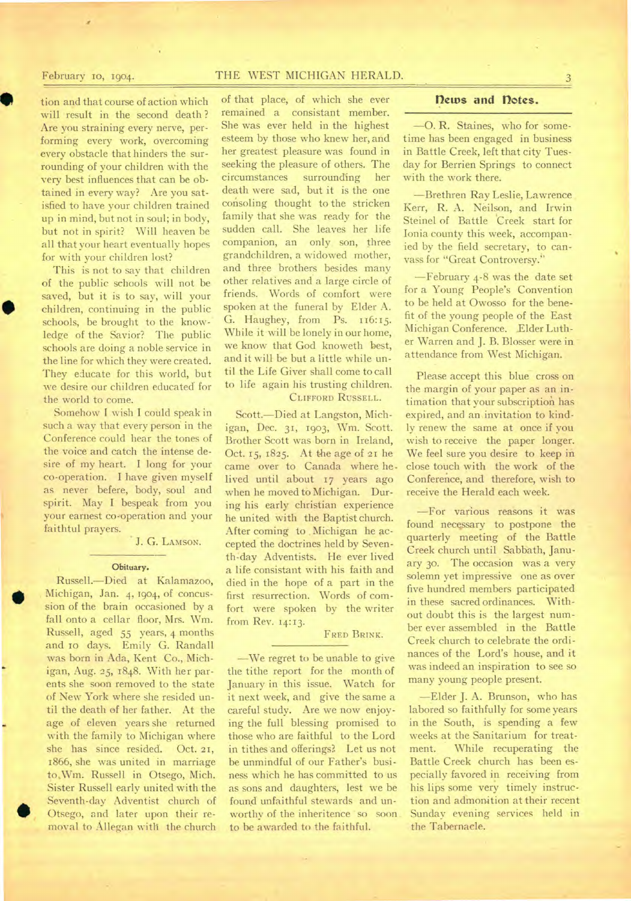tion and that course of action which will result in the second death? Are you straining every nerve, performing every work, overcoming every obstacle that hinders the surrounding of your children with the very best influences that can be obtained in every way? Are you satisfied to have your children trained up in mind, but not in soul; in body, but not in spirit? Will heaven be all that your heart eventually hopes for with your children lost?

This is not to say that children of the public schools will not be saved, but it is to say, will your children, continuing in the public schools, be brought to the knowledge of the Savior? The public schools are doing a noble service in the line for which they were created. They educate for this world, but we desire our children educated for the world to come.

Somehow I wish I could speak in such a way that every person in the Conference could hear the tones of the voice and catch the intense desire of my heart. I long for your co-operation. I have given myself as never before, body, soul and spirit. May I bespeak from you your earnest co-operation and your faithtul prayers.

J. G. LAMSON.

#### Obituary.

Russell.—Died at Kalamazoo, Michigan, Jan. 4, 1904, of concussion of the brain occasioned by a fall onto a cellar floor, Mrs. Wm. Russell, aged 55 years, 4 months and 10 days. Emily G. Randall was born in Ada, Kent Co., Michigan, Aug. 25, 1848. With her parents she soon removed to the state of New York where she resided until the death of her father. At the age of eleven years she returned with the family to Michigan where she has since resided. Oct. 21, 1866, she was united in marriage to Wm. Russell in Otsego, Mich. Sister Russell early united with the Seventh-day Adventist church of Otsego, and later upon their removal to Allegan with the church of that place, of which she ever remained a consistant member. She was ever held in the highest esteem by those who knew her, and her greatest pleasure was found in seeking the pleasure of others. The circumstances surrounding her death were sad, but it is the one consoling thought to the stricken family that she was ready for the sudden call. She leaves her life companion, an only son, three grandchildren, a widowed mother, and three brothers besides many other relatives and a large circle of friends. Words of comfort were spoken at the funeral by Elder A. G. Haughey, from Ps. 116:15. While it will be lonely in our home, we know that God knoweth best, and it will be but a little while until the Life Giver shall come to call to life again his trusting children.

CLIFFORD RUSSELL.

Scott.—Died at Langston, Michigan, Dec. 31, 1903, Wm. Scott. Brother Scott was born in Ireland, Oct. 15, 1825. At the age of 21 he came over to Canada where he lived until about 17 years ago when he moved to Michigan. During his early christian experience he united with the Baptist church. After coming to Michigan he accepted the doctrines held by Seventh-day Adventists. He ever lived a life consistant with his faith and died in the hope of a part in the first resurrection. Words of comfort were spoken by the writer from Rev. 14:13.

FRED BRINK.

—We regret to be unable to give the tithe report for the month of January in this issue. Watch for it next week, and give the same a careful study. Are we now enjoying the full blessing promised to those who are faithful to the Lord in tithes and offerings? Let us not be unmindful of our Father's business which he has committed to us as sons and daughters, lest we be found unfaithful stewards and unworthy of the inheritence so soon to be awarded to the faithful.

### News and Notes.

—O. R. Staines, who for sometime has been engaged in business in Battle Creek, left that city Tuesday for Berrien Springs to connect with the work there.

—Brethren Ray Leslie, Lawrence Kerr, R. A. Neilson, and Irwin Steinel of Battle Creek start for Ionia county this week, accompanied by the field secretary, to canvass for "Great Controversy."

—February 4-8 was the date set for a Young People's Convention to be held at Owosso for the benefit of the young people of the East Michigan Conference. Elder Luther Warren and J. B. Blosser were in attendance from West Michigan.

Please accept this blue cross on the margin of your paper as an intimation that your subscription has expired, and an invitation to kindly renew the same at once if you wish to receive the paper longer. We feel sure you desire to keep in close touch with the work of the Conference, and therefore, wish to receive the Herald each week.

—For various reasons it was found necessary to postpone the quarterly meeting of the Battle Creek church until Sabbath, January 30. The occasion was a very solemn yet impressive one as over five hundred members participated in these sacred ordinances. Without doubt this is the largest number ever assembled in the Battle Creek church to celebrate the ordinances of the Lord's house, and it was indeed an inspiration to see so many young people present.

—Elder J. A. Brunson, who has labored so faithfully for some years in the South, is spending a few weeks at the Sanitarium for treatment. While recuperating the Battle Creek church has been especially favored in receiving from his lips some very timely instruction and admonition at their recent Sunday evening services held in the Tabernacle.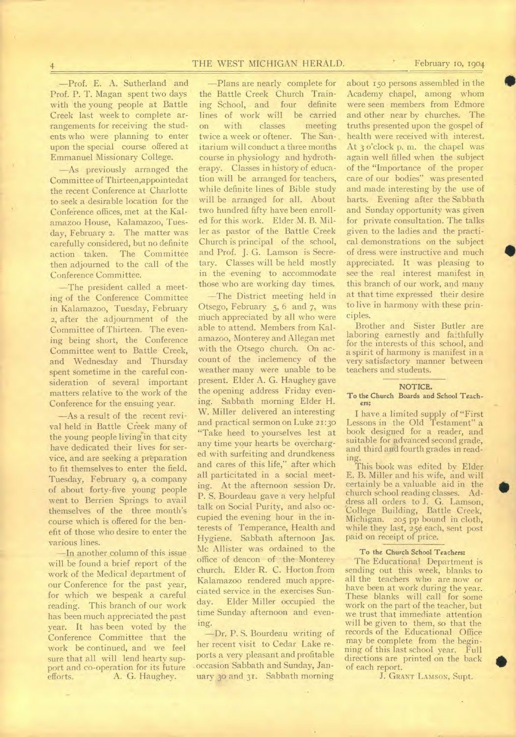—Prof. E. A. Sutherland and Prof. P. T. Magan spent two days with the young people at Battle Creek last week to complete arrangements for receiving the students who were planning to enter upon the special course offered at Emmanuel Missionary College.

—As previously arranged the Committee of Thirteen,appointedat the recent Conference at Charlotte to seek a desirable location for the Conference offices, met at the Kalamazoo House, Kalamazoo, Tuesday, February 2. The matter was carefully considered, but no definite action taken. The Committee then adjourned to the call of the Conference Committee.

—The president called a meeting of the Conference Committee in Kalamazoo, Tuesday, February 2, after the adjournment of the Committee of Thirteen. The evening being short, the Conference Committee went to Battle Creek, and Wednesday and Thursday spent sometime in the careful consideration of several important matters relative to the work of the Conference for the ensuing year.

—As a result of the recent revival held in Battle Creek many of the young people living in that city have dedicated their lives for service, and are seeking a preparation to fit themselves to enter the field. Tuesday, February 9, a company of about forty-five young people went to Berrien Springs to avail themselves of the three month's course which is offered for the benefit of those who desire to enter the various lines.

—In another column of this issue will be found a brief report of the work of the Medical department of our Conference for the past year, for which we bespeak a careful reading. This branch of our work has been much appreciated the past year. It has been voted by the Conference Committee that the work be continued, and we feel sure that all will lend hearty support and co-operation for its future efforts. A. G. Haughey.

—Plans are nearly complete for the Battle Creek Church Training School, and four definite lines of work will be carried on with classes meeting twice a week or oftener. The Sanitarium will conduct a three months course in physiology and hydrotherapy. Classes in history of education will be arranged for teachers, while definite lines of Bible study will be arranged for all. About two hundred fifty have been enrolled for this work. Elder M. B. Miller as pastor of the Battle Creek Church is principal of the school, and Prof. J. G. Lamson is Secretary. Classes will be held mostly in the evening to accommodate those who are working day times.

—The District meeting held in Otsego, February 5, 6 and 7, was much appreciated by all who were able to attend. Members from Kalamazoo, Monterey and Allegan met with the Otsego church. On account of the inclemency of the weather many were unable to be present. Elder A. G. Haughey gave the opening address Friday evening. Sabbath morning Elder H. W. Miller delivered an interesting and practical sermon on Luke 21:30 "Take heed to yourselves lest at any time your hearts be overcharged with surfeiting and drundkeness and cares of this life," after which all particitated in a social meeting. At the afternoon session Dr. P. S. Bourdeau gave a very helpful talk on Social Purity, and also occupied the evening hour in the interests of Temperance, Health and Hygiene. Sabbath afternoon Jas. Mc Allister was ordained to the office of deacon of the Monterey church. Elder R. C. Horton from Kalamazoo rendered much appreciated service in the exercises Sunday. Elder Miller occupied the time Sunday afternoon and evening.

—Dr. P. S. Bourdeau writing of her recent visit to Cedar Lake reports a very pleasant and profitable occasion Sabbath and Sunday, January 30 and 31. Sabbath morning about 150 persons assembled in the Academy chapel, among whom were seen members from Edmore and other near by churches. The truths presented upon the gospel of health were received with interest. At 3 o'clock p. m. the chapel was again well filled when the subject of the "Importance of the proper care of our bodies" was presented and made interesting by the use of harts. Evening after the Sabbath and Sunday opportunity was given for private consultation. The talks given to the ladies and the practical demonstrations on the subject of dress were instructive and much appreciated. It was pleasing to see the real interest manifest in this branch of our work, and many at that time expressed their desire to live in harmony with these principles.

Brother and Sister Butler are laboring earnestly and faithfully for the interests of this school, and a spirit of harmony is manifest in a very satisfactory manner between teachers and students.

## NOTICE.

**To the Church Boards and School Teachers;**

I have a limited supply of "First Lessons in the Old Testament" a book designed for a reader, and suitable for advanced second grade, and third and fourth grades in reading.

This book was edited by Elder E. B. Miller and his wife, and will certainly be a valuable aid in the church school reading classes. Address all orders to J. G. Lamson, College Building, Battle Creek, Michigan. 205 pp bound in cloth, while they last, 25¢ each, sent post paid on receipt of price.

**To the Church School Teachers:**

The Educational Department is sending out this week, blanks to all the teachers who are now or have been at work during the year. These blanks will call for some work on the part of the teacher, but we trust that immediate attention will be given to them, so that the records of the Educational Office may be complete from the beginning of this last school year. Full directions are printed on the back of each report.

J. Grant Lamson, Supt.